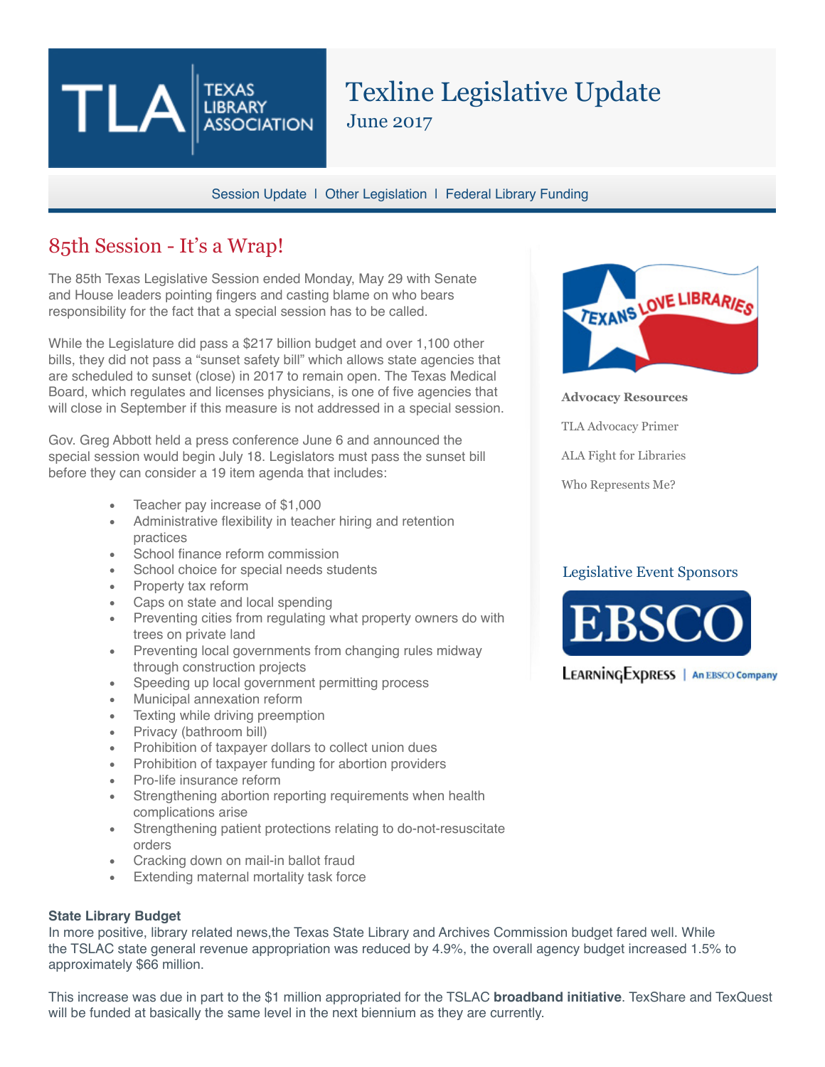# Texline Legislative Update

June 2017

Session Update | Other Legislation | Federal Library Funding

## 85th Session - It's a Wrap!

The 85th Texas Legislative Session ended Monday, May 29 with Senate and House leaders pointing fingers and casting blame on who bears responsibility for the fact that a special session has to be called.

While the Legislature did pass a $217 billion budget and over 1,100 other bills, they did not pass a "sunset safety bill" which allows state agencies that are scheduled to sunset (close) in 2017 to remain open. The Texas Medical Board, which regulates and licenses physicians, is one of five agencies that will close in September if this measure is not addressed in a special session.

Gov. Greg Abbott held a press conference June 6 and announced the special session would begin July 18. Legislators must pass the sunset bill before they can consider a 19 item agenda that includes:

- Teacher pay increase of $1,000
- Administrative flexibility in teacher hiring and retention practices
- School finance reform commission
- School choice for special needs students
- Property tax reform
- Caps on state and local spending
- Preventing cities from regulating what property owners do with trees on private land
- Preventing local governments from changing rules midway through construction projects
- Speeding up local government permitting process
- Municipal annexation reform
- Texting while driving preemption
- Privacy (bathroom bill)
- Prohibition of taxpayer dollars to collect union dues
- Prohibition of taxpayer funding for abortion providers
- Pro-life insurance reform
- Strengthening abortion reporting requirements when health complications arise
- Strengthening patient protections relating to do-not-resuscitate orders
- Cracking down on mail-in ballot fraud
- Extending maternal mortality task force

**State Library Budget**

In more positive, library related news,the Texas State Library and Archives Commission budget fared well. While the TSLAC state general revenue appropriation was reduced by 4.9%, the overall agency budget increased 1.5% to approximately $66 million.

This increase was due in part to the $1 million appropriated for the TSLAC **broadband initiative**. TexShare and TexQuest will be funded at basically the same level in the next biennium as they are currently.

**Advocacy Resources**

TLA Advocacy Primer

ALA Fight for Libraries

Who Represents Me?

Legislative Event Sponsors

EBSCO

LearningExpress | An EBSCO Company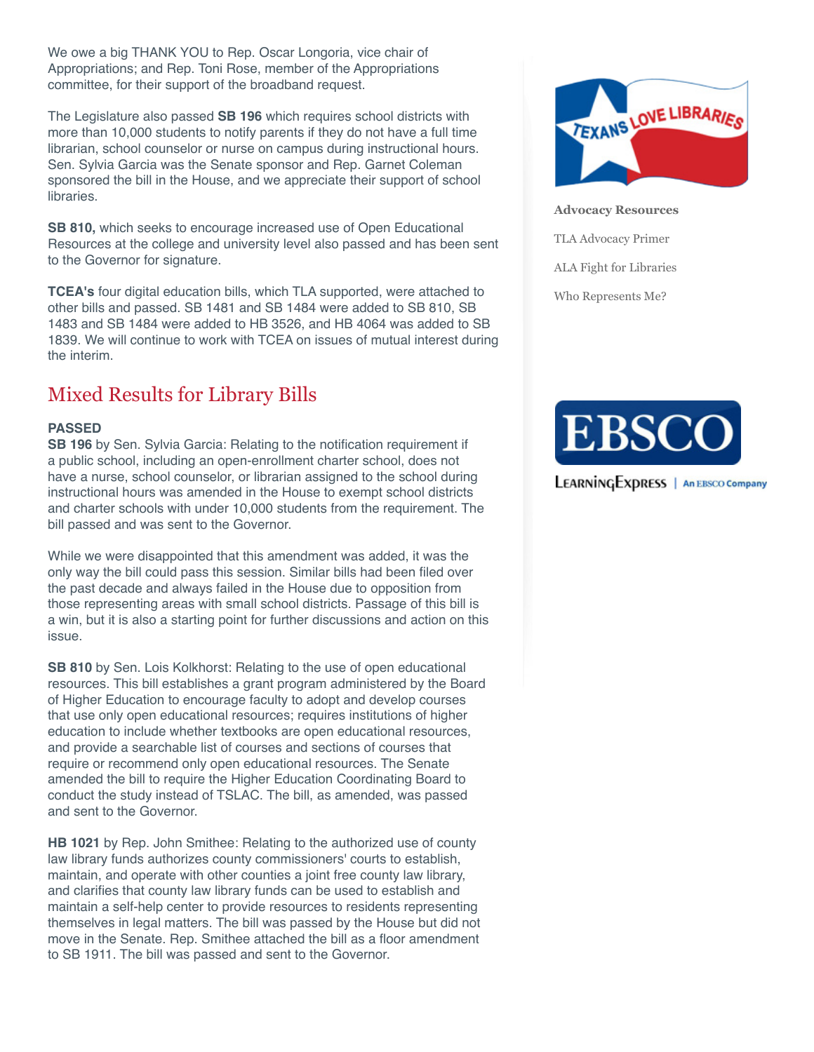We owe a big THANK YOU to Rep. Oscar Longoria, vice chair of Appropriations; and Rep. Toni Rose, member of the Appropriations committee, for their support of the broadband request.

The Legislature also passed **SB 196** which requires school districts with more than 10,000 students to notify parents if they do not have a full time librarian, school counselor or nurse on campus during instructional hours. Sen. Sylvia Garcia was the Senate sponsor and Rep. Garnet Coleman sponsored the bill in the House, and we appreciate their support of school libraries.

**SB 810,** which seeks to encourage increased use of Open Educational Resources at the college and university level also passed and has been sent to the Governor for signature.

**TCEA's** four digital education bills, which TLA supported, were attached to other bills and passed. SB 1481 and SB 1484 were added to SB 810, SB 1483 and SB 1484 were added to HB 3526, and HB 4064 was added to SB 1839. We will continue to work with TCEA on issues of mutual interest during the interim.

## Mixed Results for Library Bills

**PASSED**

**SB 196** by Sen. Sylvia Garcia: Relating to the notification requirement if a public school, including an open-enrollment charter school, does not have a nurse, school counselor, or librarian assigned to the school during instructional hours was amended in the House to exempt school districts and charter schools with under 10,000 students from the requirement. The bill passed and was sent to the Governor.

While we were disappointed that this amendment was added, it was the only way the bill could pass this session. Similar bills had been filed over the past decade and always failed in the House due to opposition from those representing areas with small school districts. Passage of this bill is a win, but it is also a starting point for further discussions and action on this issue.

**SB 810** by Sen. Lois Kolkhorst: Relating to the use of open educational resources. This bill establishes a grant program administered by the Board of Higher Education to encourage faculty to adopt and develop courses that use only open educational resources; requires institutions of higher education to include whether textbooks are open educational resources, and provide a searchable list of courses and sections of courses that require or recommend only open educational resources. The Senate amended the bill to require the Higher Education Coordinating Board to conduct the study instead of TSLAC. The bill, as amended, was passed and sent to the Governor.

**HB 1021** by Rep. John Smithee: Relating to the authorized use of county law library funds authorizes county commissioners' courts to establish, maintain, and operate with other counties a joint free county law library, and clarifies that county law library funds can be used to establish and maintain a self-help center to provide resources to residents representing themselves in legal matters. The bill was passed by the House but did not move in the Senate. Rep. Smithee attached the bill as a floor amendment to SB 1911. The bill was passed and sent to the Governor.

**Advocacy Resources**

TLA Advocacy Primer

ALA Fight for Libraries

Who Represents Me?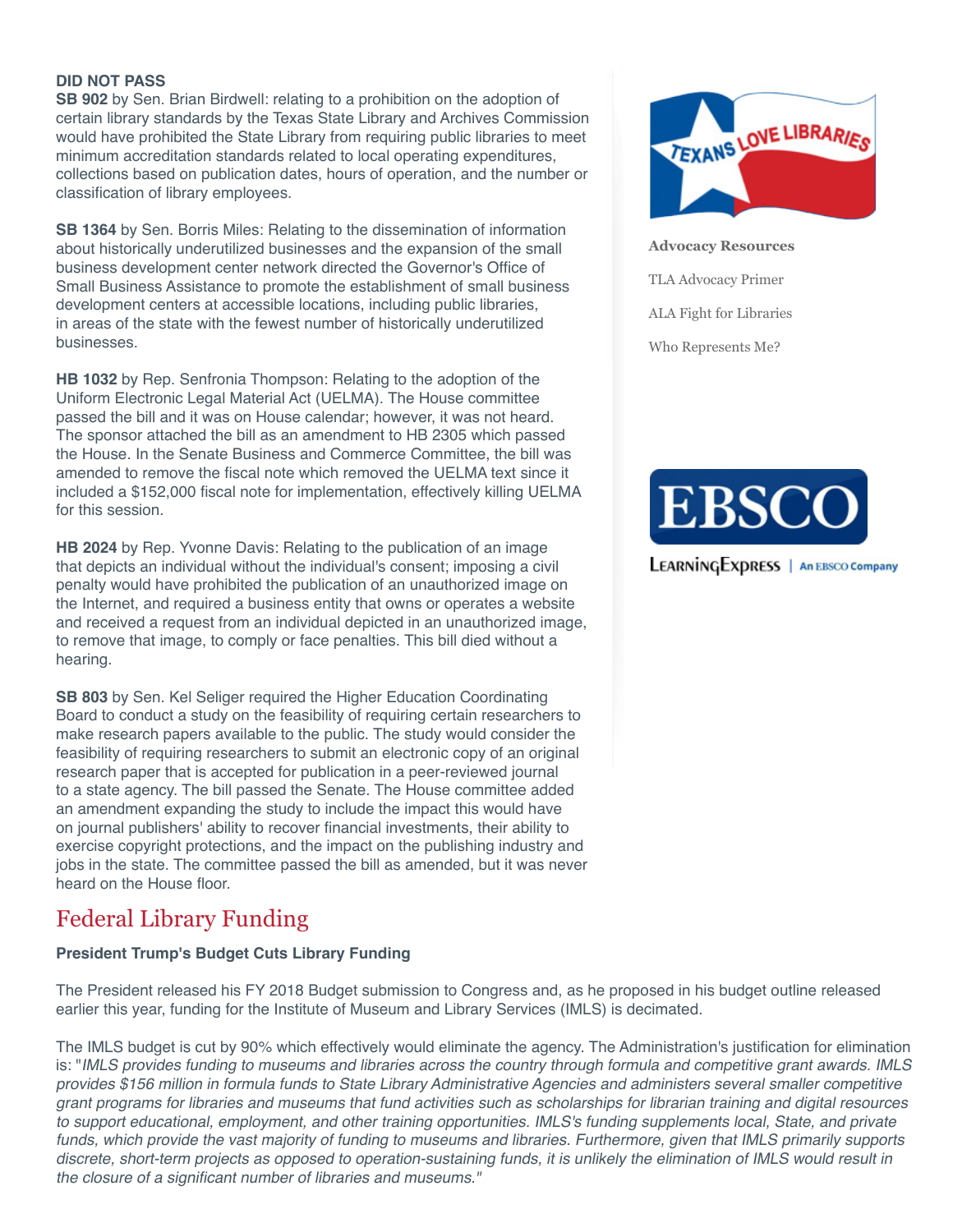**DID NOT PASS**

**SB 902** by Sen. Brian Birdwell: relating to a prohibition on the adoption of certain library standards by the Texas State Library and Archives Commission would have prohibited the State Library from requiring public libraries to meet minimum accreditation standards related to local operating expenditures, collections based on publication dates, hours of operation, and the number or classification of library employees.

**SB 1364** by Sen. Borris Miles: Relating to the dissemination of information about historically underutilized businesses and the expansion of the small business development center network directed the Governor's Office of Small Business Assistance to promote the establishment of small business development centers at accessible locations, including public libraries, in areas of the state with the fewest number of historically underutilized businesses.

**HB 1032** by Rep. Senfronia Thompson: Relating to the adoption of the Uniform Electronic Legal Material Act (UELMA). The House committee passed the bill and it was on House calendar; however, it was not heard. The sponsor attached the bill as an amendment to HB 2305 which passed the House. In the Senate Business and Commerce Committee, the bill was amended to remove the fiscal note which removed the UELMA text since it included a $152,000 fiscal note for implementation, effectively killing UELMA for this session.

**HB 2024** by Rep. Yvonne Davis: Relating to the publication of an image that depicts an individual without the individual's consent; imposing a civil penalty would have prohibited the publication of an unauthorized image on the Internet, and required a business entity that owns or operates a website and received a request from an individual depicted in an unauthorized image, to remove that image, to comply or face penalties. This bill died without a hearing.

**SB 803** by Sen. Kel Seliger required the Higher Education Coordinating Board to conduct a study on the feasibility of requiring certain researchers to make research papers available to the public. The study would consider the feasibility of requiring researchers to submit an electronic copy of an original research paper that is accepted for publication in a peer-reviewed journal to a state agency. The bill passed the Senate. The House committee added an amendment expanding the study to include the impact this would have on journal publishers' ability to recover financial investments, their ability to exercise copyright protections, and the impact on the publishing industry and jobs in the state. The committee passed the bill as amended, but it was never heard on the House floor.

**Advocacy Resources**

TLA Advocacy Primer

ALA Fight for Libraries

Who Represents Me?

## Federal Library Funding

**President Trump's Budget Cuts Library Funding**

The President released his FY 2018 Budget submission to Congress and, as he proposed in his budget outline released earlier this year, funding for the Institute of Museum and Library Services (IMLS) is decimated.

The IMLS budget is cut by 90% which effectively would eliminate the agency. The Administration's justification for elimination is: "*IMLS provides funding to museums and libraries across the country through formula and competitive grant awards. IMLS provides $156 million in formula funds to State Library Administrative Agencies and administers several smaller competitive grant programs for libraries and museums that fund activities such as scholarships for librarian training and digital resources to support educational, employment, and other training opportunities. IMLS's funding supplements local, State, and private funds, which provide the vast majority of funding to museums and libraries. Furthermore, given that IMLS primarily supports discrete, short-term projects as opposed to operation-sustaining funds, it is unlikely the elimination of IMLS would result in the closure of a significant number of libraries and museums.*"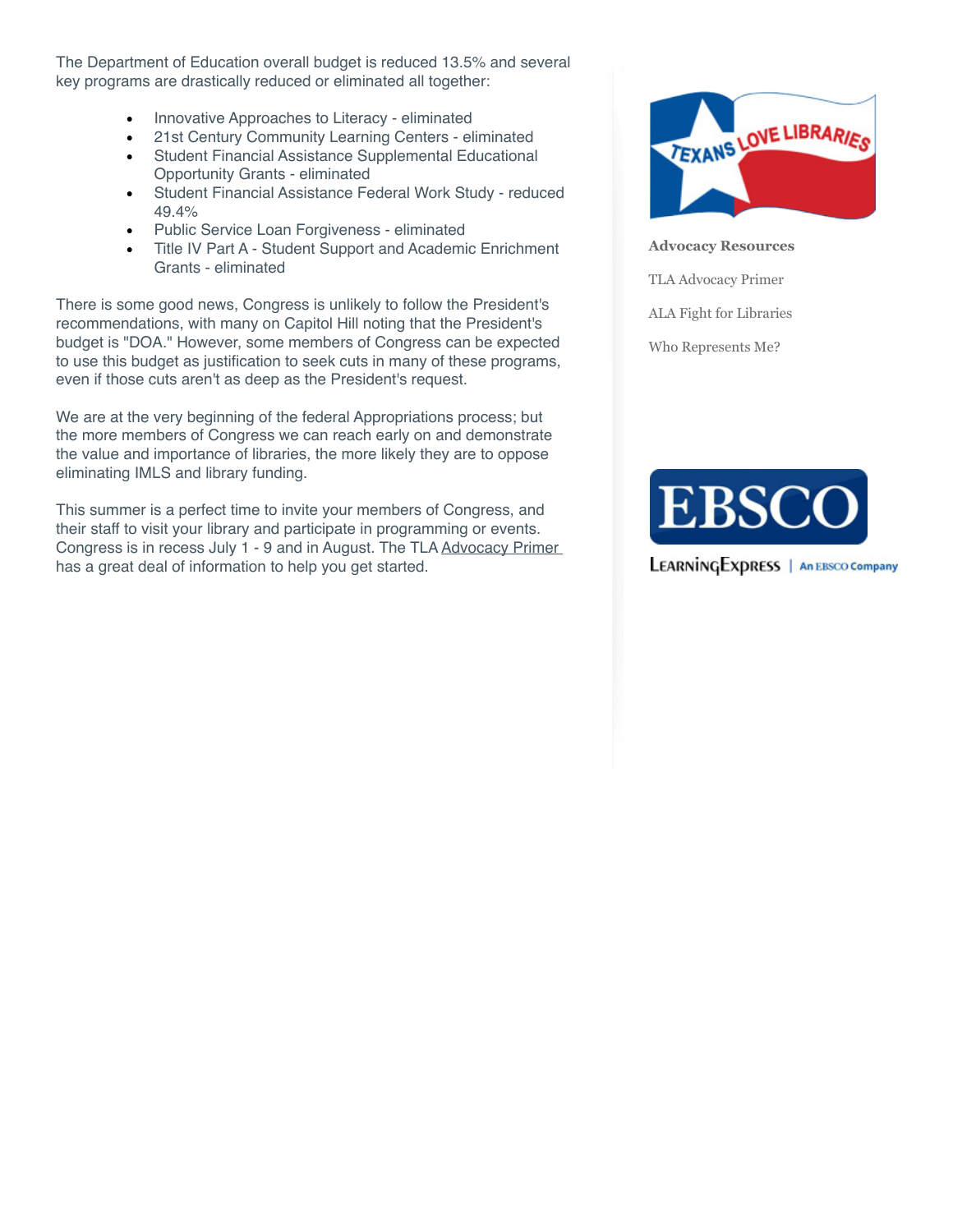The Department of Education overall budget is reduced 13.5% and several key programs are drastically reduced or eliminated all together:

- Innovative Approaches to Literacy - eliminated
- 21st Century Community Learning Centers - eliminated
- Student Financial Assistance Supplemental Educational Opportunity Grants - eliminated
- Student Financial Assistance Federal Work Study - reduced 49.4%
- Public Service Loan Forgiveness - eliminated
- Title IV Part A - Student Support and Academic Enrichment Grants - eliminated

There is some good news, Congress is unlikely to follow the President's recommendations, with many on Capitol Hill noting that the President's budget is "DOA." However, some members of Congress can be expected to use this budget as justification to seek cuts in many of these programs, even if those cuts aren't as deep as the President's request.

We are at the very beginning of the federal Appropriations process; but the more members of Congress we can reach early on and demonstrate the value and importance of libraries, the more likely they are to oppose eliminating IMLS and library funding.

This summer is a perfect time to invite your members of Congress, and their staff to visit your library and participate in programming or events. Congress is in recess July 1 - 9 and in August. The TLA Advocacy Primer has a great deal of information to help you get started.

TEXANS LOVE LIBRARIES

**Advocacy Resources**

TLA Advocacy Primer

ALA Fight for Libraries

Who Represents Me?

EBSCO

LearningExpress | An EBSCO Company